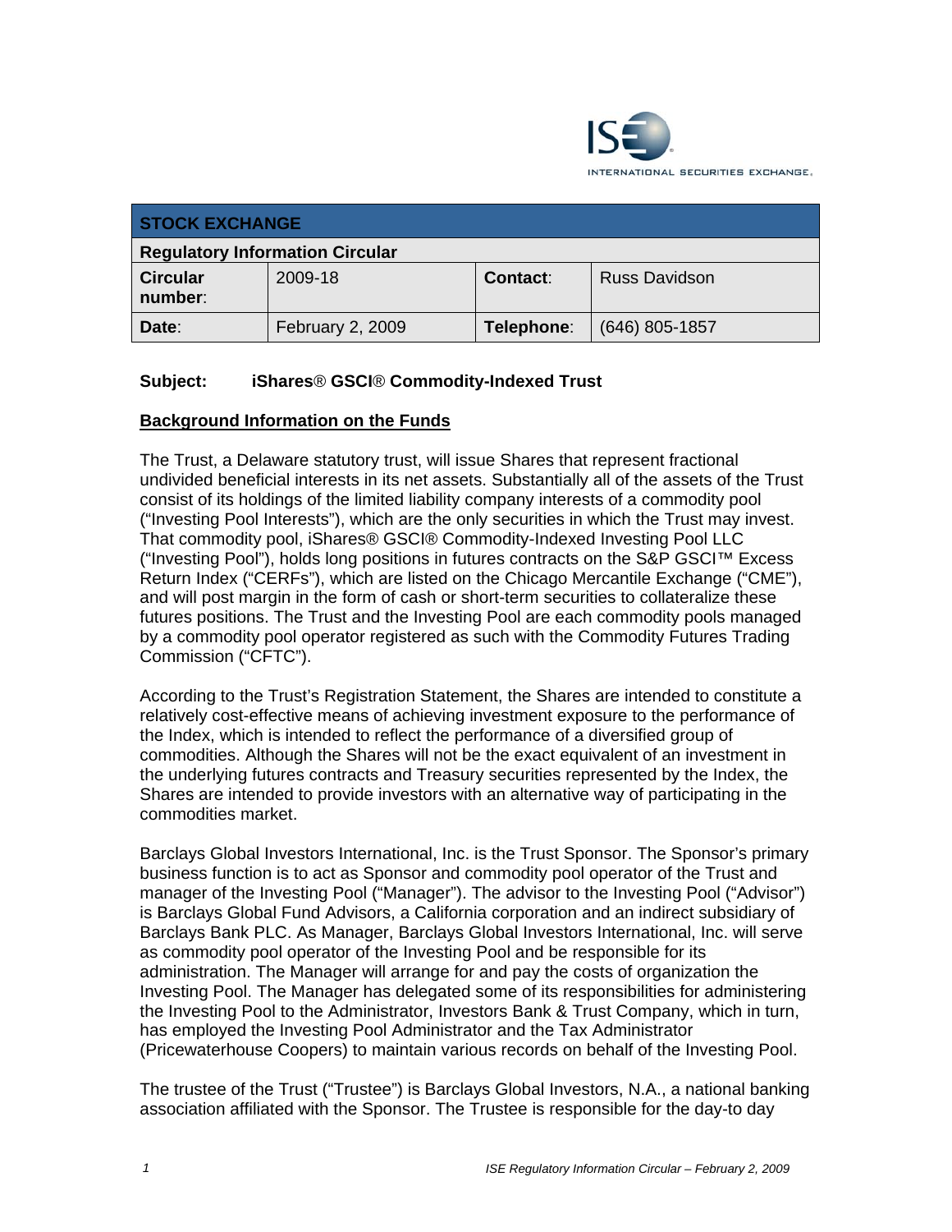INTERNATIONAL SECURITIES EXCHANGE.

| STOCK EXCHANGE | | | |
|---|---|---|---|
| **Regulatory Information Circular** | | | |
| **Circular number**: | 2009-18 | **Contact**: | Russ Davidson |
| **Date**: | February 2, 2009 | **Telephone**: | (646) 805-1857 |

**Subject: iShares® GSCI® Commodity-Indexed Trust**

## Background Information on the Funds

The Trust, a Delaware statutory trust, will issue Shares that represent fractional undivided beneficial interests in its net assets. Substantially all of the assets of the Trust consist of its holdings of the limited liability company interests of a commodity pool ("Investing Pool Interests"), which are the only securities in which the Trust may invest. That commodity pool, iShares® GSCI® Commodity-Indexed Investing Pool LLC ("Investing Pool"), holds long positions in futures contracts on the S&P GSCI™ Excess Return Index ("CERFs"), which are listed on the Chicago Mercantile Exchange ("CME"), and will post margin in the form of cash or short-term securities to collateralize these futures positions. The Trust and the Investing Pool are each commodity pools managed by a commodity pool operator registered as such with the Commodity Futures Trading Commission ("CFTC").

According to the Trust's Registration Statement, the Shares are intended to constitute a relatively cost-effective means of achieving investment exposure to the performance of the Index, which is intended to reflect the performance of a diversified group of commodities. Although the Shares will not be the exact equivalent of an investment in the underlying futures contracts and Treasury securities represented by the Index, the Shares are intended to provide investors with an alternative way of participating in the commodities market.

Barclays Global Investors International, Inc. is the Trust Sponsor. The Sponsor's primary business function is to act as Sponsor and commodity pool operator of the Trust and manager of the Investing Pool ("Manager"). The advisor to the Investing Pool ("Advisor") is Barclays Global Fund Advisors, a California corporation and an indirect subsidiary of Barclays Bank PLC. As Manager, Barclays Global Investors International, Inc. will serve as commodity pool operator of the Investing Pool and be responsible for its administration. The Manager will arrange for and pay the costs of organization the Investing Pool. The Manager has delegated some of its responsibilities for administering the Investing Pool to the Administrator, Investors Bank & Trust Company, which in turn, has employed the Investing Pool Administrator and the Tax Administrator (Pricewaterhouse Coopers) to maintain various records on behalf of the Investing Pool.

The trustee of the Trust ("Trustee") is Barclays Global Investors, N.A., a national banking association affiliated with the Sponsor. The Trustee is responsible for the day-to day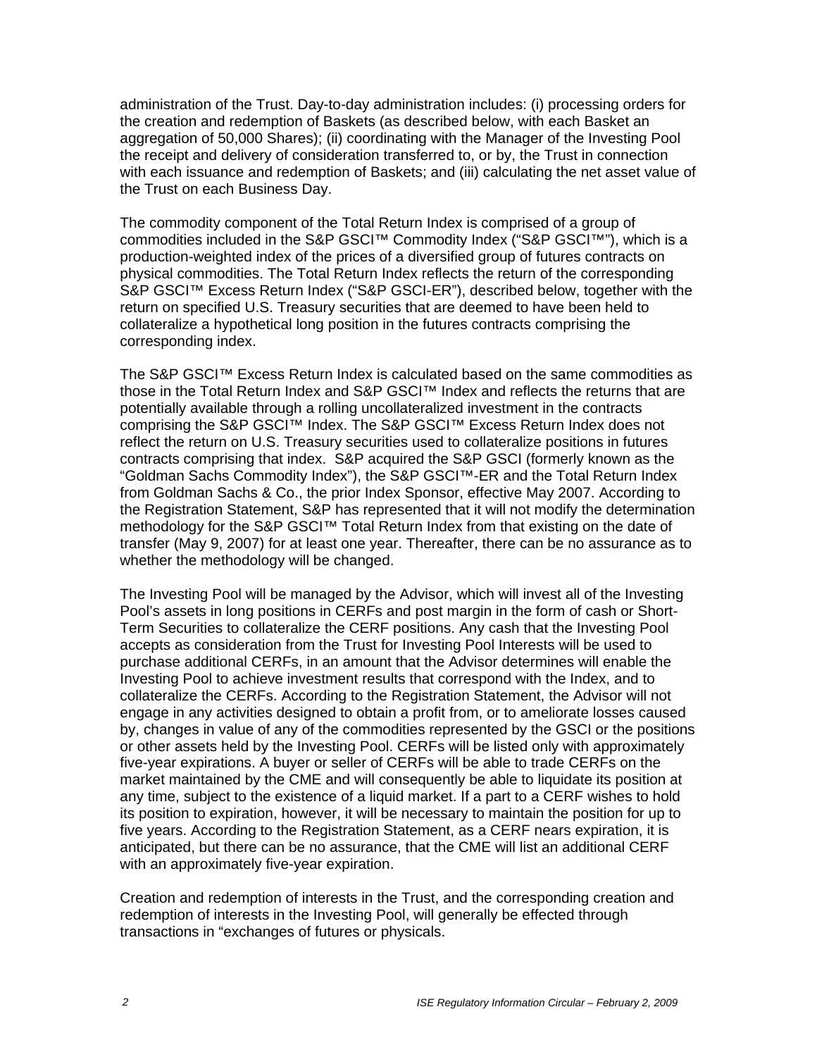administration of the Trust. Day-to-day administration includes: (i) processing orders for the creation and redemption of Baskets (as described below, with each Basket an aggregation of 50,000 Shares); (ii) coordinating with the Manager of the Investing Pool the receipt and delivery of consideration transferred to, or by, the Trust in connection with each issuance and redemption of Baskets; and (iii) calculating the net asset value of the Trust on each Business Day.

The commodity component of the Total Return Index is comprised of a group of commodities included in the S&P GSCI™ Commodity Index ("S&P GSCI™"), which is a production-weighted index of the prices of a diversified group of futures contracts on physical commodities. The Total Return Index reflects the return of the corresponding S&P GSCI™ Excess Return Index ("S&P GSCI-ER"), described below, together with the return on specified U.S. Treasury securities that are deemed to have been held to collateralize a hypothetical long position in the futures contracts comprising the corresponding index.

The S&P GSCI™ Excess Return Index is calculated based on the same commodities as those in the Total Return Index and S&P GSCI™ Index and reflects the returns that are potentially available through a rolling uncollateralized investment in the contracts comprising the S&P GSCI™ Index. The S&P GSCI™ Excess Return Index does not reflect the return on U.S. Treasury securities used to collateralize positions in futures contracts comprising that index. S&P acquired the S&P GSCI (formerly known as the "Goldman Sachs Commodity Index"), the S&P GSCI™-ER and the Total Return Index from Goldman Sachs & Co., the prior Index Sponsor, effective May 2007. According to the Registration Statement, S&P has represented that it will not modify the determination methodology for the S&P GSCI™ Total Return Index from that existing on the date of transfer (May 9, 2007) for at least one year. Thereafter, there can be no assurance as to whether the methodology will be changed.

The Investing Pool will be managed by the Advisor, which will invest all of the Investing Pool's assets in long positions in CERFs and post margin in the form of cash or Short-Term Securities to collateralize the CERF positions. Any cash that the Investing Pool accepts as consideration from the Trust for Investing Pool Interests will be used to purchase additional CERFs, in an amount that the Advisor determines will enable the Investing Pool to achieve investment results that correspond with the Index, and to collateralize the CERFs. According to the Registration Statement, the Advisor will not engage in any activities designed to obtain a profit from, or to ameliorate losses caused by, changes in value of any of the commodities represented by the GSCI or the positions or other assets held by the Investing Pool. CERFs will be listed only with approximately five-year expirations. A buyer or seller of CERFs will be able to trade CERFs on the market maintained by the CME and will consequently be able to liquidate its position at any time, subject to the existence of a liquid market. If a part to a CERF wishes to hold its position to expiration, however, it will be necessary to maintain the position for up to five years. According to the Registration Statement, as a CERF nears expiration, it is anticipated, but there can be no assurance, that the CME will list an additional CERF with an approximately five-year expiration.

Creation and redemption of interests in the Trust, and the corresponding creation and redemption of interests in the Investing Pool, will generally be effected through transactions in "exchanges of futures or physicals.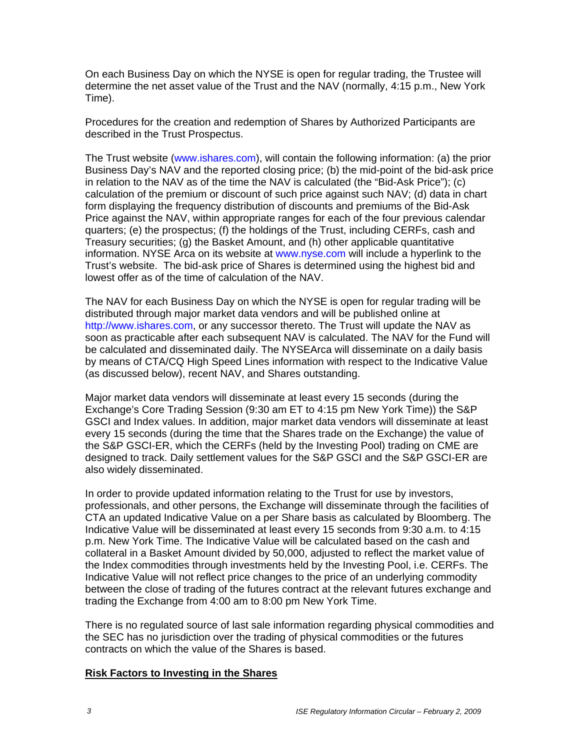On each Business Day on which the NYSE is open for regular trading, the Trustee will determine the net asset value of the Trust and the NAV (normally, 4:15 p.m., New York Time).

Procedures for the creation and redemption of Shares by Authorized Participants are described in the Trust Prospectus.

The Trust website (www.ishares.com), will contain the following information: (a) the prior Business Day's NAV and the reported closing price; (b) the mid-point of the bid-ask price in relation to the NAV as of the time the NAV is calculated (the "Bid-Ask Price"); (c) calculation of the premium or discount of such price against such NAV; (d) data in chart form displaying the frequency distribution of discounts and premiums of the Bid-Ask Price against the NAV, within appropriate ranges for each of the four previous calendar quarters; (e) the prospectus; (f) the holdings of the Trust, including CERFs, cash and Treasury securities; (g) the Basket Amount, and (h) other applicable quantitative information. NYSE Arca on its website at www.nyse.com will include a hyperlink to the Trust's website. The bid-ask price of Shares is determined using the highest bid and lowest offer as of the time of calculation of the NAV.

The NAV for each Business Day on which the NYSE is open for regular trading will be distributed through major market data vendors and will be published online at http://www.ishares.com, or any successor thereto. The Trust will update the NAV as soon as practicable after each subsequent NAV is calculated. The NAV for the Fund will be calculated and disseminated daily. The NYSEArca will disseminate on a daily basis by means of CTA/CQ High Speed Lines information with respect to the Indicative Value (as discussed below), recent NAV, and Shares outstanding.

Major market data vendors will disseminate at least every 15 seconds (during the Exchange's Core Trading Session (9:30 am ET to 4:15 pm New York Time)) the S&P GSCI and Index values. In addition, major market data vendors will disseminate at least every 15 seconds (during the time that the Shares trade on the Exchange) the value of the S&P GSCI-ER, which the CERFs (held by the Investing Pool) trading on CME are designed to track. Daily settlement values for the S&P GSCI and the S&P GSCI-ER are also widely disseminated.

In order to provide updated information relating to the Trust for use by investors, professionals, and other persons, the Exchange will disseminate through the facilities of CTA an updated Indicative Value on a per Share basis as calculated by Bloomberg. The Indicative Value will be disseminated at least every 15 seconds from 9:30 a.m. to 4:15 p.m. New York Time. The Indicative Value will be calculated based on the cash and collateral in a Basket Amount divided by 50,000, adjusted to reflect the market value of the Index commodities through investments held by the Investing Pool, i.e. CERFs. The Indicative Value will not reflect price changes to the price of an underlying commodity between the close of trading of the futures contract at the relevant futures exchange and trading the Exchange from 4:00 am to 8:00 pm New York Time.

There is no regulated source of last sale information regarding physical commodities and the SEC has no jurisdiction over the trading of physical commodities or the futures contracts on which the value of the Shares is based.

## **Risk Factors to Investing in the Shares**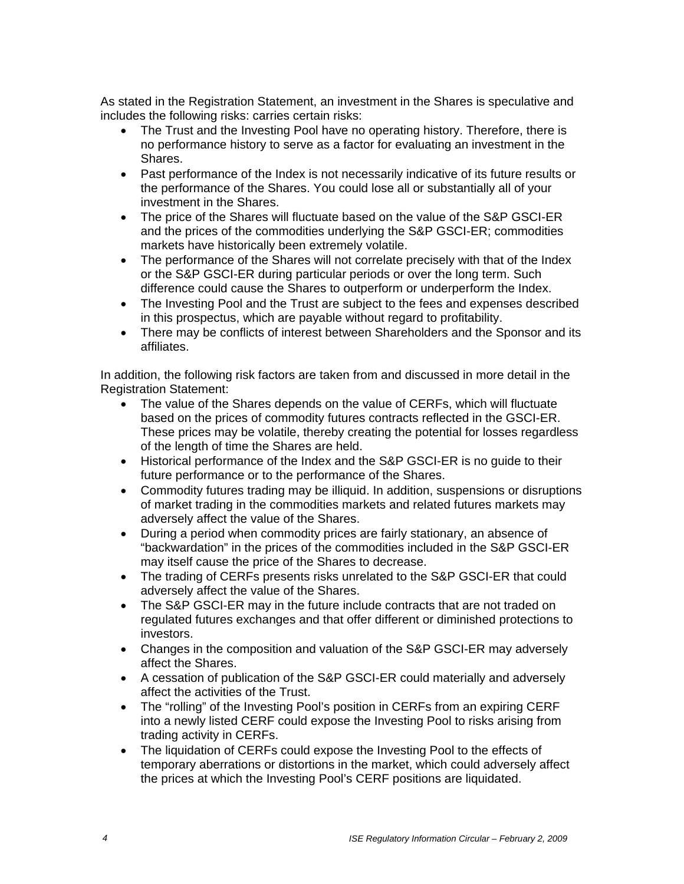As stated in the Registration Statement, an investment in the Shares is speculative and includes the following risks: carries certain risks:

- The Trust and the Investing Pool have no operating history. Therefore, there is no performance history to serve as a factor for evaluating an investment in the Shares.
- Past performance of the Index is not necessarily indicative of its future results or the performance of the Shares. You could lose all or substantially all of your investment in the Shares.
- The price of the Shares will fluctuate based on the value of the S&P GSCI-ER and the prices of the commodities underlying the S&P GSCI-ER; commodities markets have historically been extremely volatile.
- The performance of the Shares will not correlate precisely with that of the Index or the S&P GSCI-ER during particular periods or over the long term. Such difference could cause the Shares to outperform or underperform the Index.
- The Investing Pool and the Trust are subject to the fees and expenses described in this prospectus, which are payable without regard to profitability.
- There may be conflicts of interest between Shareholders and the Sponsor and its affiliates.

In addition, the following risk factors are taken from and discussed in more detail in the Registration Statement:

- The value of the Shares depends on the value of CERFs, which will fluctuate based on the prices of commodity futures contracts reflected in the GSCI-ER. These prices may be volatile, thereby creating the potential for losses regardless of the length of time the Shares are held.
- Historical performance of the Index and the S&P GSCI-ER is no guide to their future performance or to the performance of the Shares.
- Commodity futures trading may be illiquid. In addition, suspensions or disruptions of market trading in the commodities markets and related futures markets may adversely affect the value of the Shares.
- During a period when commodity prices are fairly stationary, an absence of "backwardation" in the prices of the commodities included in the S&P GSCI-ER may itself cause the price of the Shares to decrease.
- The trading of CERFs presents risks unrelated to the S&P GSCI-ER that could adversely affect the value of the Shares.
- The S&P GSCI-ER may in the future include contracts that are not traded on regulated futures exchanges and that offer different or diminished protections to investors.
- Changes in the composition and valuation of the S&P GSCI-ER may adversely affect the Shares.
- A cessation of publication of the S&P GSCI-ER could materially and adversely affect the activities of the Trust.
- The "rolling" of the Investing Pool's position in CERFs from an expiring CERF into a newly listed CERF could expose the Investing Pool to risks arising from trading activity in CERFs.
- The liquidation of CERFs could expose the Investing Pool to the effects of temporary aberrations or distortions in the market, which could adversely affect the prices at which the Investing Pool's CERF positions are liquidated.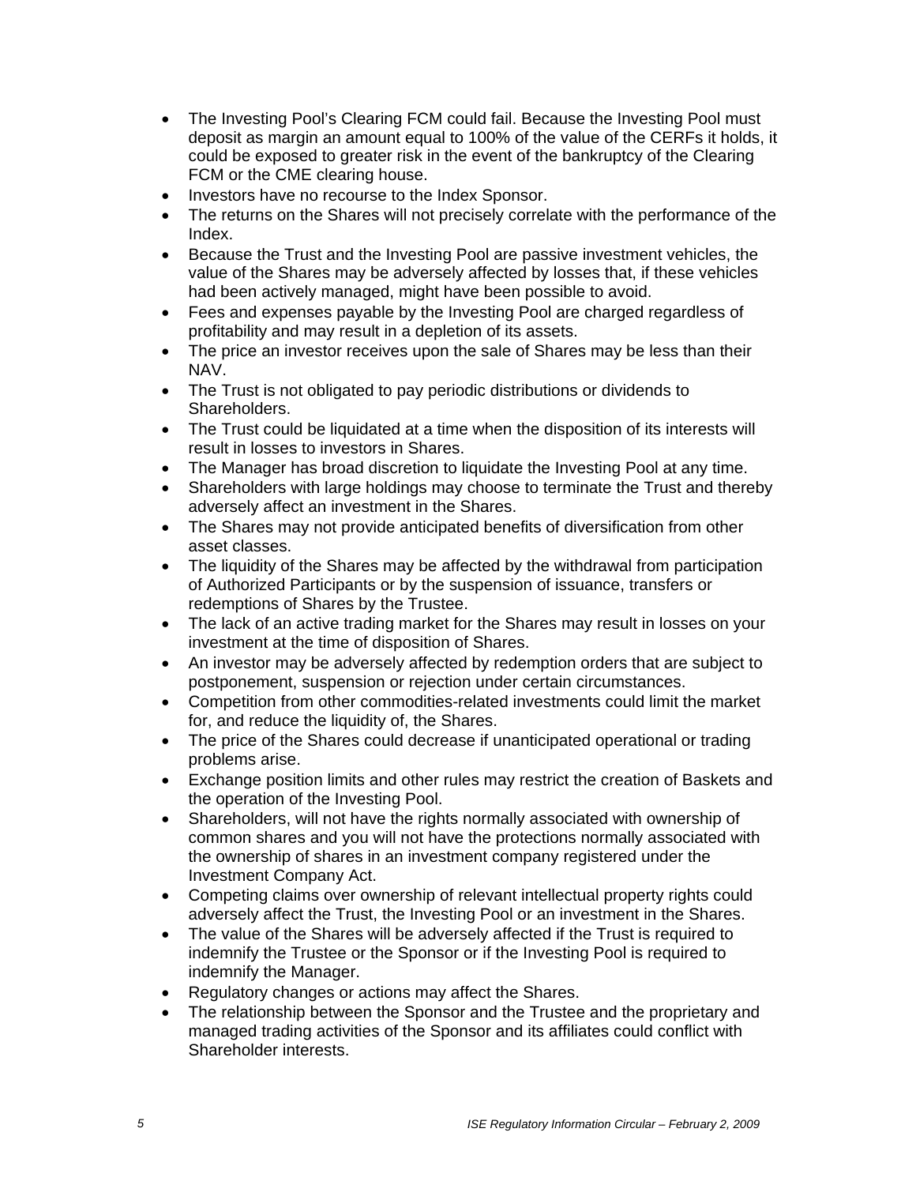- The Investing Pool's Clearing FCM could fail. Because the Investing Pool must deposit as margin an amount equal to 100% of the value of the CERFs it holds, it could be exposed to greater risk in the event of the bankruptcy of the Clearing FCM or the CME clearing house.
- Investors have no recourse to the Index Sponsor.
- The returns on the Shares will not precisely correlate with the performance of the Index.
- Because the Trust and the Investing Pool are passive investment vehicles, the value of the Shares may be adversely affected by losses that, if these vehicles had been actively managed, might have been possible to avoid.
- Fees and expenses payable by the Investing Pool are charged regardless of profitability and may result in a depletion of its assets.
- The price an investor receives upon the sale of Shares may be less than their NAV.
- The Trust is not obligated to pay periodic distributions or dividends to Shareholders.
- The Trust could be liquidated at a time when the disposition of its interests will result in losses to investors in Shares.
- The Manager has broad discretion to liquidate the Investing Pool at any time.
- Shareholders with large holdings may choose to terminate the Trust and thereby adversely affect an investment in the Shares.
- The Shares may not provide anticipated benefits of diversification from other asset classes.
- The liquidity of the Shares may be affected by the withdrawal from participation of Authorized Participants or by the suspension of issuance, transfers or redemptions of Shares by the Trustee.
- The lack of an active trading market for the Shares may result in losses on your investment at the time of disposition of Shares.
- An investor may be adversely affected by redemption orders that are subject to postponement, suspension or rejection under certain circumstances.
- Competition from other commodities-related investments could limit the market for, and reduce the liquidity of, the Shares.
- The price of the Shares could decrease if unanticipated operational or trading problems arise.
- Exchange position limits and other rules may restrict the creation of Baskets and the operation of the Investing Pool.
- Shareholders, will not have the rights normally associated with ownership of common shares and you will not have the protections normally associated with the ownership of shares in an investment company registered under the Investment Company Act.
- Competing claims over ownership of relevant intellectual property rights could adversely affect the Trust, the Investing Pool or an investment in the Shares.
- The value of the Shares will be adversely affected if the Trust is required to indemnify the Trustee or the Sponsor or if the Investing Pool is required to indemnify the Manager.
- Regulatory changes or actions may affect the Shares.
- The relationship between the Sponsor and the Trustee and the proprietary and managed trading activities of the Sponsor and its affiliates could conflict with Shareholder interests.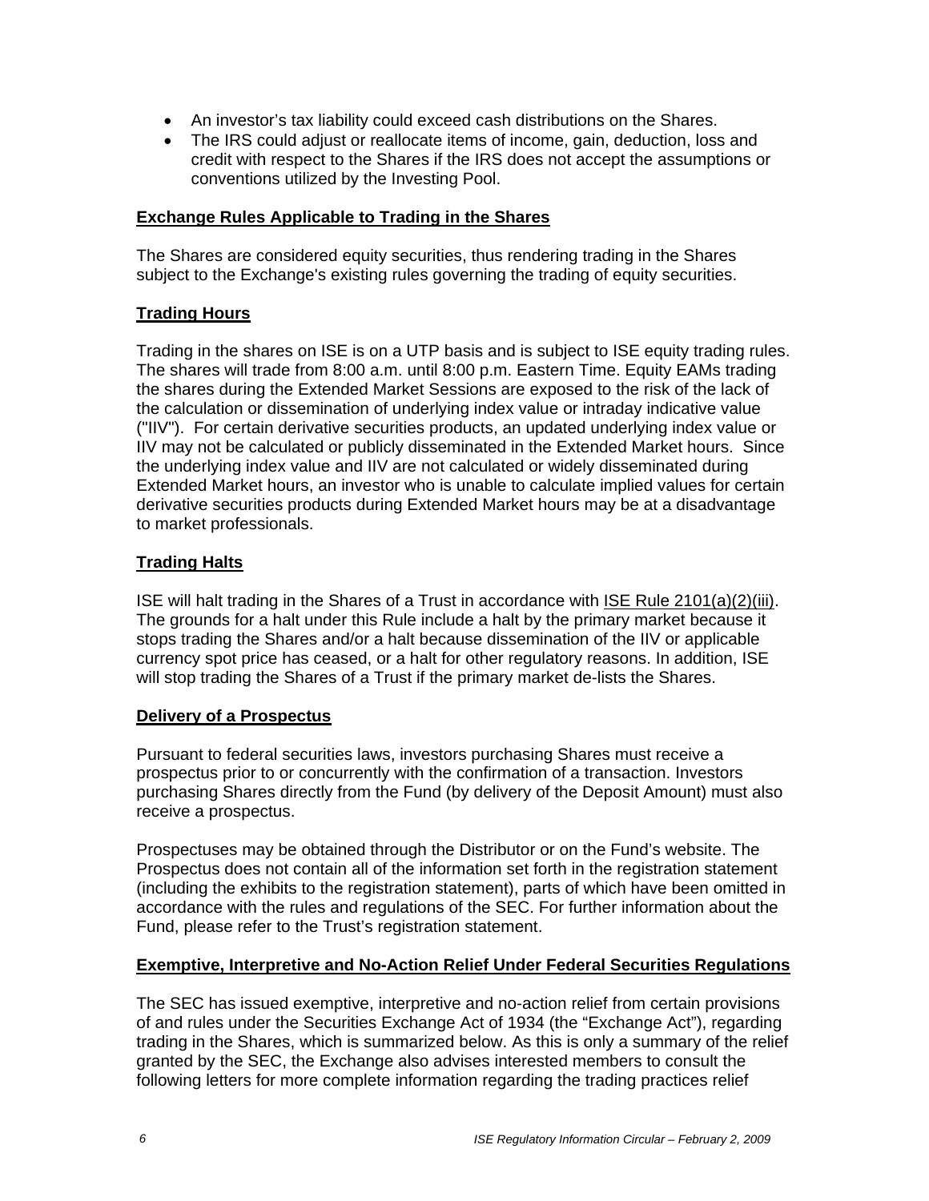- An investor's tax liability could exceed cash distributions on the Shares.
- The IRS could adjust or reallocate items of income, gain, deduction, loss and credit with respect to the Shares if the IRS does not accept the assumptions or conventions utilized by the Investing Pool.

## Exchange Rules Applicable to Trading in the Shares

The Shares are considered equity securities, thus rendering trading in the Shares subject to the Exchange's existing rules governing the trading of equity securities.

## Trading Hours

Trading in the shares on ISE is on a UTP basis and is subject to ISE equity trading rules. The shares will trade from 8:00 a.m. until 8:00 p.m. Eastern Time. Equity EAMs trading the shares during the Extended Market Sessions are exposed to the risk of the lack of the calculation or dissemination of underlying index value or intraday indicative value ("IIV"). For certain derivative securities products, an updated underlying index value or IIV may not be calculated or publicly disseminated in the Extended Market hours. Since the underlying index value and IIV are not calculated or widely disseminated during Extended Market hours, an investor who is unable to calculate implied values for certain derivative securities products during Extended Market hours may be at a disadvantage to market professionals.

## Trading Halts

ISE will halt trading in the Shares of a Trust in accordance with ISE Rule 2101(a)(2)(iii). The grounds for a halt under this Rule include a halt by the primary market because it stops trading the Shares and/or a halt because dissemination of the IIV or applicable currency spot price has ceased, or a halt for other regulatory reasons. In addition, ISE will stop trading the Shares of a Trust if the primary market de-lists the Shares.

## Delivery of a Prospectus

Pursuant to federal securities laws, investors purchasing Shares must receive a prospectus prior to or concurrently with the confirmation of a transaction. Investors purchasing Shares directly from the Fund (by delivery of the Deposit Amount) must also receive a prospectus.

Prospectuses may be obtained through the Distributor or on the Fund's website. The Prospectus does not contain all of the information set forth in the registration statement (including the exhibits to the registration statement), parts of which have been omitted in accordance with the rules and regulations of the SEC. For further information about the Fund, please refer to the Trust's registration statement.

## Exemptive, Interpretive and No-Action Relief Under Federal Securities Regulations

The SEC has issued exemptive, interpretive and no-action relief from certain provisions of and rules under the Securities Exchange Act of 1934 (the "Exchange Act"), regarding trading in the Shares, which is summarized below. As this is only a summary of the relief granted by the SEC, the Exchange also advises interested members to consult the following letters for more complete information regarding the trading practices relief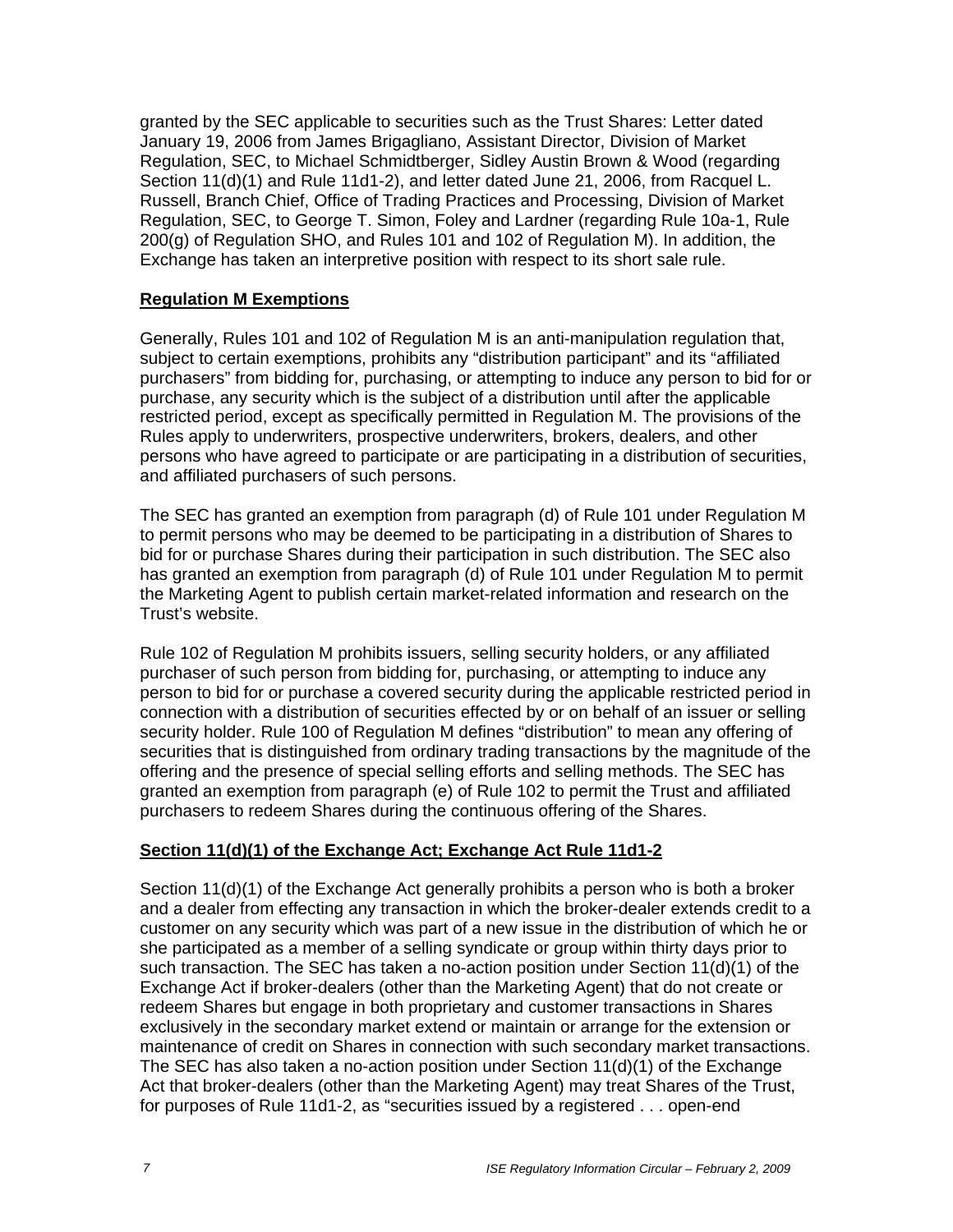granted by the SEC applicable to securities such as the Trust Shares: Letter dated January 19, 2006 from James Brigagliano, Assistant Director, Division of Market Regulation, SEC, to Michael Schmidtberger, Sidley Austin Brown & Wood (regarding Section 11(d)(1) and Rule 11d1-2), and letter dated June 21, 2006, from Racquel L. Russell, Branch Chief, Office of Trading Practices and Processing, Division of Market Regulation, SEC, to George T. Simon, Foley and Lardner (regarding Rule 10a-1, Rule 200(g) of Regulation SHO, and Rules 101 and 102 of Regulation M). In addition, the Exchange has taken an interpretive position with respect to its short sale rule.

**Regulation M Exemptions**

Generally, Rules 101 and 102 of Regulation M is an anti-manipulation regulation that, subject to certain exemptions, prohibits any "distribution participant" and its "affiliated purchasers" from bidding for, purchasing, or attempting to induce any person to bid for or purchase, any security which is the subject of a distribution until after the applicable restricted period, except as specifically permitted in Regulation M. The provisions of the Rules apply to underwriters, prospective underwriters, brokers, dealers, and other persons who have agreed to participate or are participating in a distribution of securities, and affiliated purchasers of such persons.

The SEC has granted an exemption from paragraph (d) of Rule 101 under Regulation M to permit persons who may be deemed to be participating in a distribution of Shares to bid for or purchase Shares during their participation in such distribution. The SEC also has granted an exemption from paragraph (d) of Rule 101 under Regulation M to permit the Marketing Agent to publish certain market-related information and research on the Trust's website.

Rule 102 of Regulation M prohibits issuers, selling security holders, or any affiliated purchaser of such person from bidding for, purchasing, or attempting to induce any person to bid for or purchase a covered security during the applicable restricted period in connection with a distribution of securities effected by or on behalf of an issuer or selling security holder. Rule 100 of Regulation M defines "distribution" to mean any offering of securities that is distinguished from ordinary trading transactions by the magnitude of the offering and the presence of special selling efforts and selling methods. The SEC has granted an exemption from paragraph (e) of Rule 102 to permit the Trust and affiliated purchasers to redeem Shares during the continuous offering of the Shares.

**Section 11(d)(1) of the Exchange Act; Exchange Act Rule 11d1-2**

Section 11(d)(1) of the Exchange Act generally prohibits a person who is both a broker and a dealer from effecting any transaction in which the broker-dealer extends credit to a customer on any security which was part of a new issue in the distribution of which he or she participated as a member of a selling syndicate or group within thirty days prior to such transaction. The SEC has taken a no-action position under Section 11(d)(1) of the Exchange Act if broker-dealers (other than the Marketing Agent) that do not create or redeem Shares but engage in both proprietary and customer transactions in Shares exclusively in the secondary market extend or maintain or arrange for the extension or maintenance of credit on Shares in connection with such secondary market transactions. The SEC has also taken a no-action position under Section 11(d)(1) of the Exchange Act that broker-dealers (other than the Marketing Agent) may treat Shares of the Trust, for purposes of Rule 11d1-2, as "securities issued by a registered . . . open-end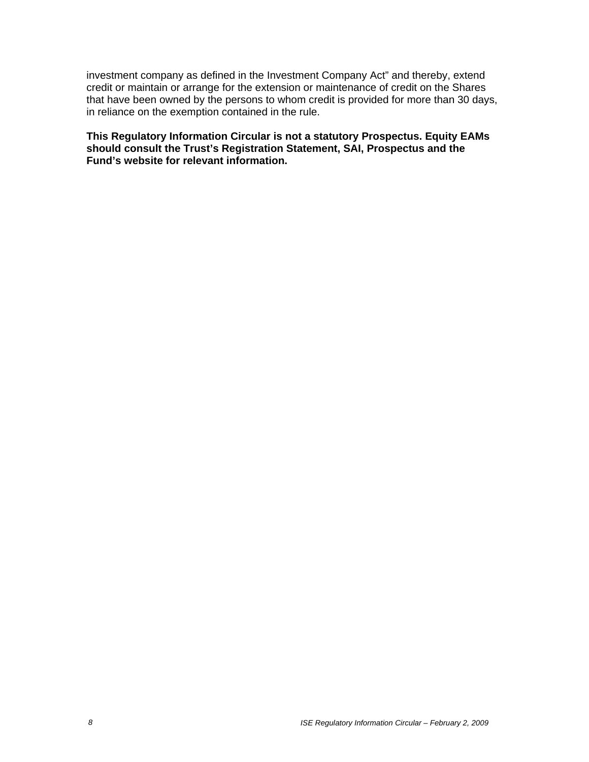investment company as defined in the Investment Company Act" and thereby, extend credit or maintain or arrange for the extension or maintenance of credit on the Shares that have been owned by the persons to whom credit is provided for more than 30 days, in reliance on the exemption contained in the rule.

**This Regulatory Information Circular is not a statutory Prospectus. Equity EAMs should consult the Trust's Registration Statement, SAI, Prospectus and the Fund's website for relevant information.**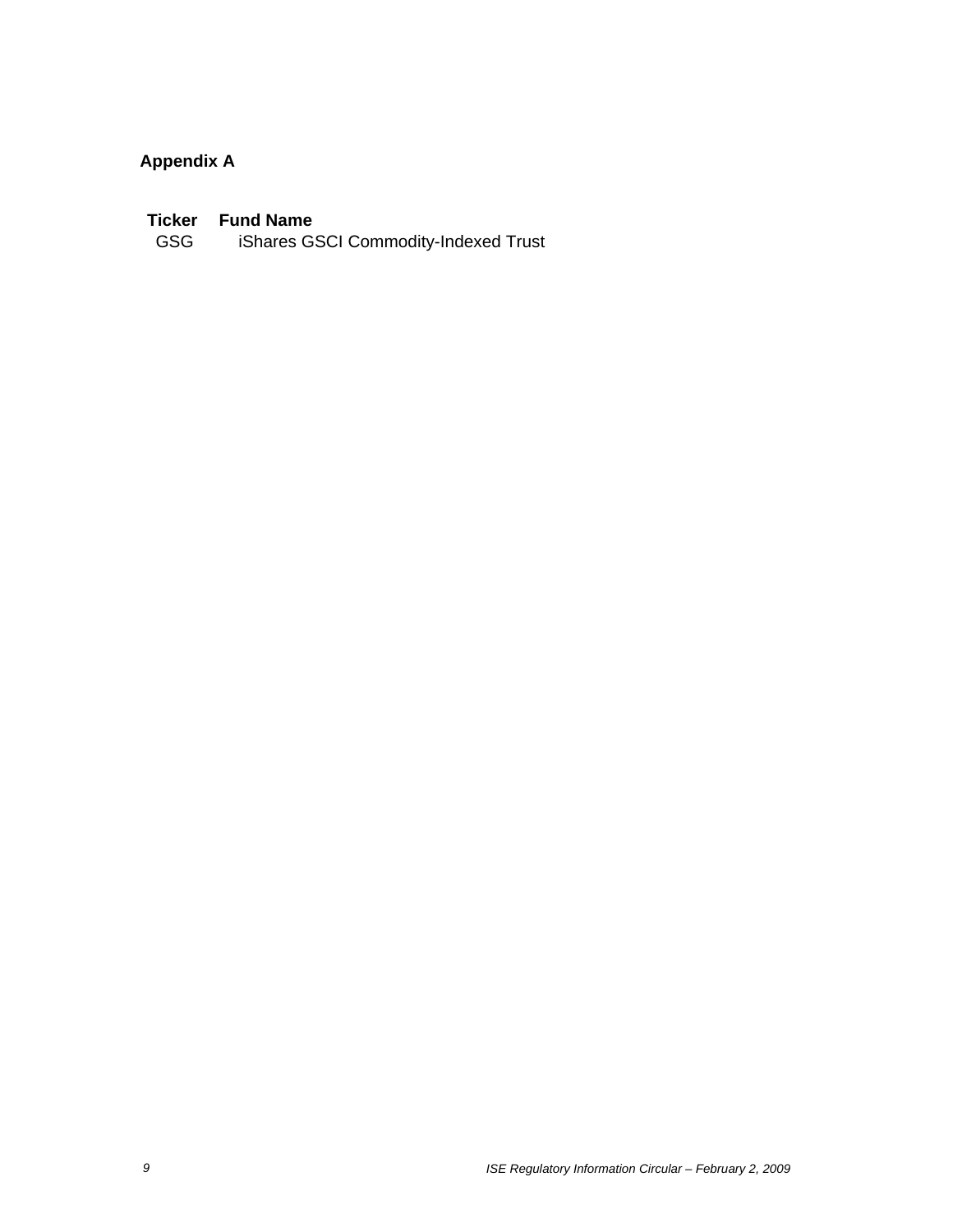**Appendix A**

| Ticker | Fund Name |
| --- | --- |
| GSG | iShares GSCI Commodity-Indexed Trust |